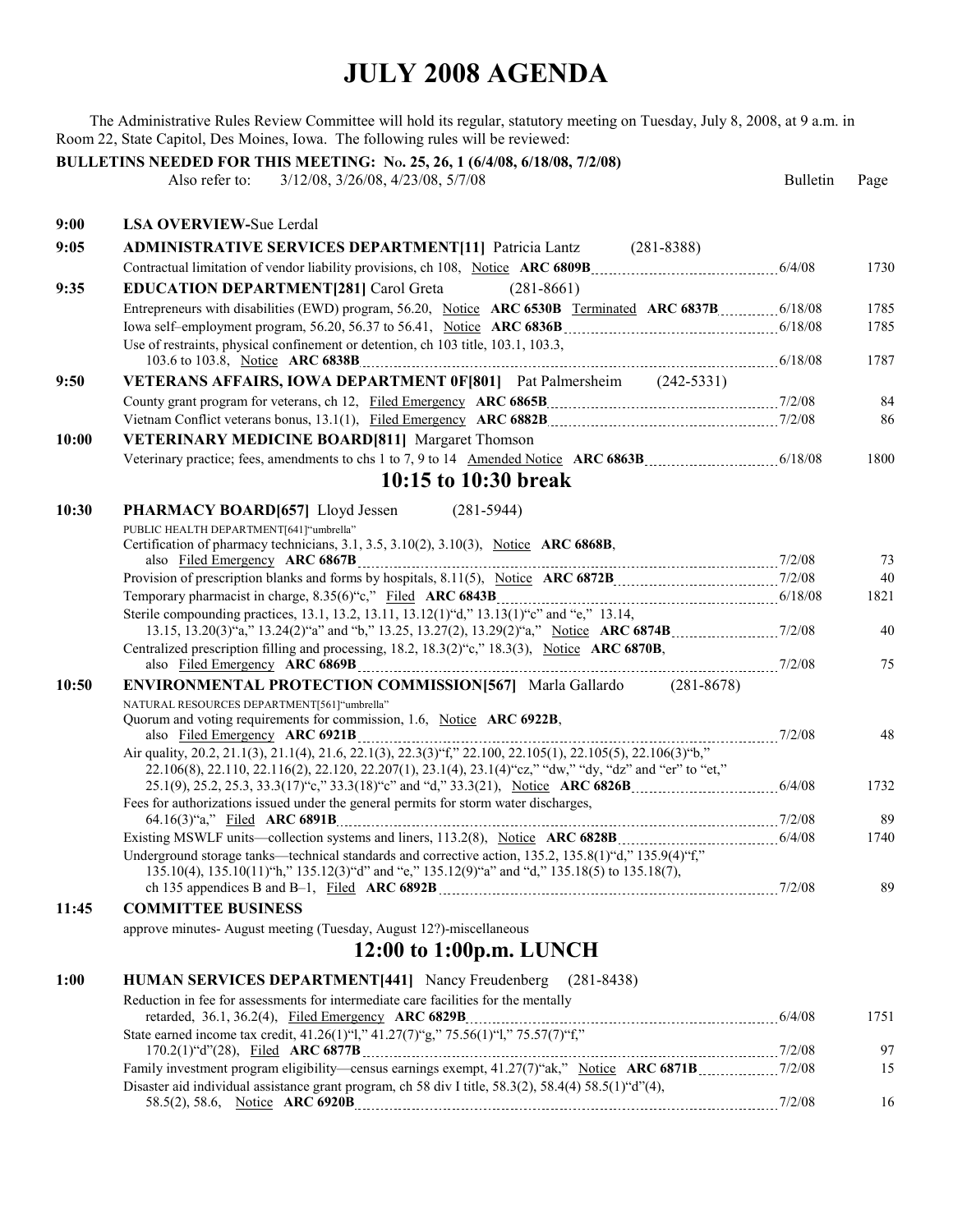# JULY 2008 AGENDA

The Administrative Rules Review Committee will hold its regular, statutory meeting on Tuesday, July 8, 2008, at 9 a.m. in Room 22, State Capitol, Des Moines, Iowa. The following rules will be reviewed:

**BULLETINS NEEDED FOR THIS MEETING: No. 25, 26, 1 (6/4/08, 6/18/08, 7/2/08)**

Also refer to: 3/12/08, 3/26/08, 4/23/08, 5/7/08

| Time | Item | Bulletin | Page |
|---|---|---|---|
| 9:00 | **LSA OVERVIEW-**Sue Lerdal | | |
| 9:05 | **ADMINISTRATIVE SERVICES DEPARTMENT[11]** Patricia Lantz (281-8388) | | |
| | Contractual limitation of vendor liability provisions, ch 108, Notice **ARC 6809B** | 6/4/08 | 1730 |
| 9:35 | **EDUCATION DEPARTMENT[281]** Carol Greta (281-8661) | | |
| | Entrepreneurs with disabilities (EWD) program, 56.20, Notice **ARC 6530B** Terminated **ARC 6837B** | 6/18/08 | 1785 |
| | Iowa self–employment program, 56.20, 56.37 to 56.41, Notice **ARC 6836B** | 6/18/08 | 1785 |
| | Use of restraints, physical confinement or detention, ch 103 title, 103.1, 103.3, 103.6 to 103.8, Notice **ARC 6838B** | 6/18/08 | 1787 |
| 9:50 | **VETERANS AFFAIRS, IOWA DEPARTMENT 0F[801]** Pat Palmersheim (242-5331) | | |
| | County grant program for veterans, ch 12, Filed Emergency **ARC 6865B** | 7/2/08 | 84 |
| | Vietnam Conflict veterans bonus, 13.1(1), Filed Emergency **ARC 6882B** | 7/2/08 | 86 |
| 10:00 | **VETERINARY MEDICINE BOARD[811]** Margaret Thomson | | |
| | Veterinary practice; fees, amendments to chs 1 to 7, 9 to 14 Amended Notice **ARC 6863B** | 6/18/08 | 1800 |

## 10:15 to 10:30 break

| Time | Item | Bulletin | Page |
|---|---|---|---|
| 10:30 | **PHARMACY BOARD[657]** Lloyd Jessen (281-5944) | | |
| | PUBLIC HEALTH DEPARTMENT[641]"umbrella" | | |
| | Certification of pharmacy technicians, 3.1, 3.5, 3.10(2), 3.10(3), Notice **ARC 6868B**, also Filed Emergency **ARC 6867B** | 7/2/08 | 73 |
| | Provision of prescription blanks and forms by hospitals, 8.11(5), Notice **ARC 6872B** | 7/2/08 | 40 |
| | Temporary pharmacist in charge, 8.35(6)"c," Filed **ARC 6843B** | 6/18/08 | 1821 |
| | Sterile compounding practices, 13.1, 13.2, 13.11, 13.12(1)"d," 13.13(1)"c" and "e," 13.14, 13.15, 13.20(3)"a," 13.24(2)"a" and "b," 13.25, 13.27(2), 13.29(2)"a," Notice **ARC 6874B** | 7/2/08 | 40 |
| | Centralized prescription filling and processing, 18.2, 18.3(2)"c," 18.3(3), Notice **ARC 6870B**, also Filed Emergency **ARC 6869B** | 7/2/08 | 75 |
| 10:50 | **ENVIRONMENTAL PROTECTION COMMISSION[567]** Marla Gallardo (281-8678) | | |
| | NATURAL RESOURCES DEPARTMENT[561]"umbrella" | | |
| | Quorum and voting requirements for commission, 1.6, Notice **ARC 6922B**, also Filed Emergency **ARC 6921B** | 7/2/08 | 48 |
| | Air quality, 20.2, 21.1(3), 21.1(4), 21.6, 22.1(3), 22.3(3)"f," 22.100, 22.105(1), 22.105(5), 22.106(3)"b," 22.106(8), 22.110, 22.116(2), 22.120, 22.207(1), 23.1(4), 23.1(4)"cz," "dw," "dy, "dz" and "er" to "et," 25.1(9), 25.2, 25.3, 33.3(17)"c," 33.3(18)"c" and "d," 33.3(21), Notice **ARC 6826B** | 6/4/08 | 1732 |
| | Fees for authorizations issued under the general permits for storm water discharges, 64.16(3)"a," Filed **ARC 6891B** | 7/2/08 | 89 |
| | Existing MSWLF units—collection systems and liners, 113.2(8), Notice **ARC 6828B** | 6/4/08 | 1740 |
| | Underground storage tanks—technical standards and corrective action, 135.2, 135.8(1)"d," 135.9(4)"f," 135.10(4), 135.10(11)"h," 135.12(3)"d" and "e," 135.12(9)"a" and "d," 135.18(5) to 135.18(7), ch 135 appendices B and B–1, Filed **ARC 6892B** | 7/2/08 | 89 |
| 11:45 | **COMMITTEE BUSINESS** | | |
| | approve minutes- August meeting (Tuesday, August 12?)-miscellaneous | | |

## 12:00 to 1:00p.m. LUNCH

| Time | Item | Bulletin | Page |
|---|---|---|---|
| 1:00 | **HUMAN SERVICES DEPARTMENT[441]** Nancy Freudenberg (281-8438) | | |
| | Reduction in fee for assessments for intermediate care facilities for the mentally retarded, 36.1, 36.2(4), Filed Emergency **ARC 6829B** | 6/4/08 | 1751 |
| | State earned income tax credit, 41.26(1)"l," 41.27(7)"g," 75.56(1)"l," 75.57(7)"f," 170.2(1)"d"(28), Filed **ARC 6877B** | 7/2/08 | 97 |
| | Family investment program eligibility—census earnings exempt, 41.27(7)"ak," Notice **ARC 6871B** | 7/2/08 | 15 |
| | Disaster aid individual assistance grant program, ch 58 div I title, 58.3(2), 58.4(4) 58.5(1)"d"(4), 58.5(2), 58.6, Notice **ARC 6920B** | 7/2/08 | 16 |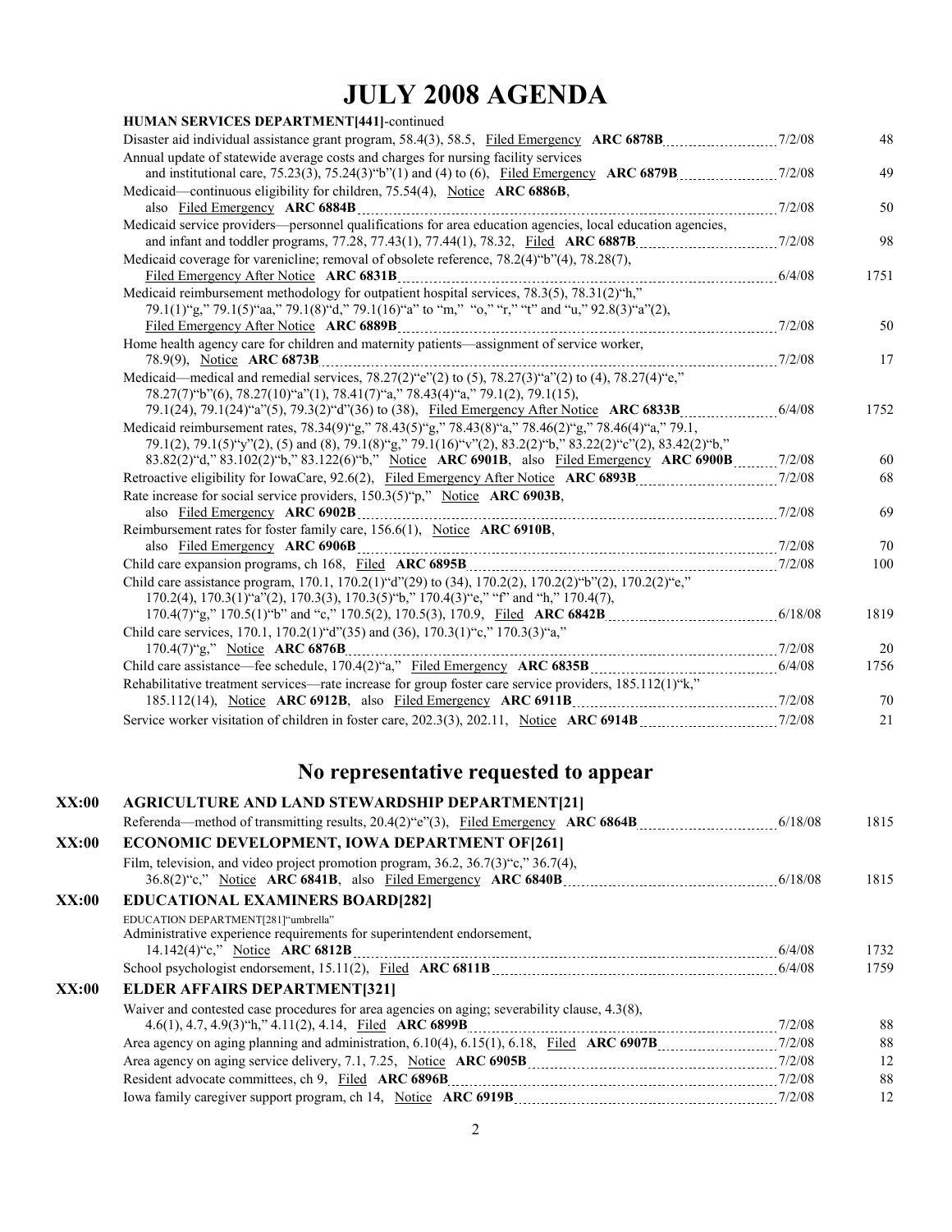# JULY 2008 AGENDA

**HUMAN SERVICES DEPARTMENT[441]**-continued

| | | |
|---|---|---|
| Disaster aid individual assistance grant program, 58.4(3), 58.5, Filed Emergency **ARC 6878B** | 7/2/08 | 48 |
| Annual update of statewide average costs and charges for nursing facility services and institutional care, 75.23(3), 75.24(3)"b"(1) and (4) to (6), Filed Emergency **ARC 6879B** | 7/2/08 | 49 |
| Medicaid—continuous eligibility for children, 75.54(4), Notice **ARC 6886B**, also Filed Emergency **ARC 6884B** | 7/2/08 | 50 |
| Medicaid service providers—personnel qualifications for area education agencies, local education agencies, and infant and toddler programs, 77.28, 77.43(1), 77.44(1), 78.32, Filed **ARC 6887B** | 7/2/08 | 98 |
| Medicaid coverage for varenicline; removal of obsolete reference, 78.2(4)"b"(4), 78.28(7), Filed Emergency After Notice **ARC 6831B** | 6/4/08 | 1751 |
| Medicaid reimbursement methodology for outpatient hospital services, 78.3(5), 78.31(2)"h," 79.1(1)"g," 79.1(5)"aa," 79.1(8)"d," 79.1(16)"a" to "m," "o," "r," "t" and "u," 92.8(3)"a"(2), Filed Emergency After Notice **ARC 6889B** | 7/2/08 | 50 |
| Home health agency care for children and maternity patients—assignment of service worker, 78.9(9), Notice **ARC 6873B** | 7/2/08 | 17 |
| Medicaid—medical and remedial services, 78.27(2)"e"(2) to (5), 78.27(3)"a"(2) to (4), 78.27(4)"e," 78.27(7)"b"(6), 78.27(10)"a"(1), 78.41(7)"a," 78.43(4)"a," 79.1(2), 79.1(15), 79.1(24), 79.1(24)"a"(5), 79.3(2)"d"(36) to (38), Filed Emergency After Notice **ARC 6833B** | 6/4/08 | 1752 |
| Medicaid reimbursement rates, 78.34(9)"g," 78.43(5)"g," 78.43(8)"a," 78.46(2)"g," 78.46(4)"a," 79.1, 79.1(2), 79.1(5)"y"(2), (5) and (8), 79.1(8)"g," 79.1(16)"v"(2), 83.2(2)"b," 83.22(2)"c"(2), 83.42(2)"b," 83.82(2)"d," 83.102(2)"b," 83.122(6)"b," Notice **ARC 6901B**, also Filed Emergency **ARC 6900B** | 7/2/08 | 60 |
| Retroactive eligibility for IowaCare, 92.6(2), Filed Emergency After Notice **ARC 6893B** | 7/2/08 | 68 |
| Rate increase for social service providers, 150.3(5)"p," Notice **ARC 6903B**, also Filed Emergency **ARC 6902B** | 7/2/08 | 69 |
| Reimbursement rates for foster family care, 156.6(1), Notice **ARC 6910B**, also Filed Emergency **ARC 6906B** | 7/2/08 | 70 |
| Child care expansion programs, ch 168, Filed **ARC 6895B** | 7/2/08 | 100 |
| Child care assistance program, 170.1, 170.2(1)"d"(29) to (34), 170.2(2), 170.2(2)"b"(2), 170.2(2)"e," 170.2(4), 170.3(1)"a"(2), 170.3(3), 170.3(5)"b," 170.4(3)"e," "f" and "h," 170.4(7), 170.4(7)"g," 170.5(1)"b" and "c," 170.5(2), 170.5(3), 170.9, Filed **ARC 6842B** | 6/18/08 | 1819 |
| Child care services, 170.1, 170.2(1)"d"(35) and (36), 170.3(1)"c," 170.3(3)"a," 170.4(7)"g," Notice **ARC 6876B** | 7/2/08 | 20 |
| Child care assistance—fee schedule, 170.4(2)"a," Filed Emergency **ARC 6835B** | 6/4/08 | 1756 |
| Rehabilitative treatment services—rate increase for group foster care service providers, 185.112(1)"k," 185.112(14), Notice **ARC 6912B**, also Filed Emergency **ARC 6911B** | 7/2/08 | 70 |
| Service worker visitation of children in foster care, 202.3(3), 202.11, Notice **ARC 6914B** | 7/2/08 | 21 |

## No representative requested to appear

**XX:00 AGRICULTURE AND LAND STEWARDSHIP DEPARTMENT[21]**

| | | |
|---|---|---|
| Referenda—method of transmitting results, 20.4(2)"e"(3), Filed Emergency **ARC 6864B** | 6/18/08 | 1815 |

**XX:00 ECONOMIC DEVELOPMENT, IOWA DEPARTMENT OF[261]**

| | | |
|---|---|---|
| Film, television, and video project promotion program, 36.2, 36.7(3)"c," 36.7(4), 36.8(2)"c," Notice **ARC 6841B**, also Filed Emergency **ARC 6840B** | 6/18/08 | 1815 |

**XX:00 EDUCATIONAL EXAMINERS BOARD[282]**

EDUCATION DEPARTMENT[281]"umbrella"

| | | |
|---|---|---|
| Administrative experience requirements for superintendent endorsement, 14.142(4)"c," Notice **ARC 6812B** | 6/4/08 | 1732 |
| School psychologist endorsement, 15.11(2), Filed **ARC 6811B** | 6/4/08 | 1759 |

**XX:00 ELDER AFFAIRS DEPARTMENT[321]**

| | | |
|---|---|---|
| Waiver and contested case procedures for area agencies on aging; severability clause, 4.3(8), 4.6(1), 4.7, 4.9(3)"h," 4.11(2), 4.14, Filed **ARC 6899B** | 7/2/08 | 88 |
| Area agency on aging planning and administration, 6.10(4), 6.15(1), 6.18, Filed **ARC 6907B** | 7/2/08 | 88 |
| Area agency on aging service delivery, 7.1, 7.25, Notice **ARC 6905B** | 7/2/08 | 12 |
| Resident advocate committees, ch 9, Filed **ARC 6896B** | 7/2/08 | 88 |
| Iowa family caregiver support program, ch 14, Notice **ARC 6919B** | 7/2/08 | 12 |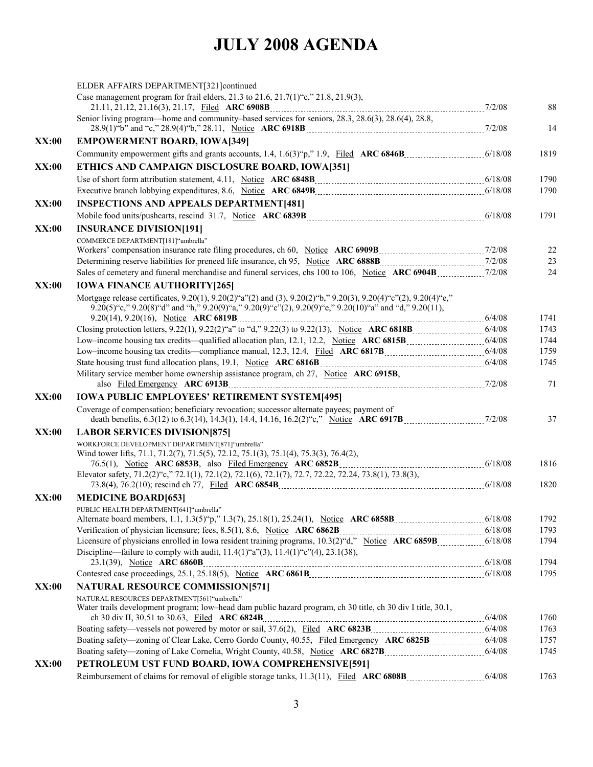# JULY 2008 AGENDA

ELDER AFFAIRS DEPARTMENT[321]continued

Case management program for frail elders, 21.3 to 21.6, 21.7(1)"c," 21.8, 21.9(3), 21.11, 21.12, 21.16(3), 21.17, Filed **ARC 6908B** ........ 7/2/08 ........ 88

Senior living program—home and community–based services for seniors, 28.3, 28.6(3), 28.6(4), 28.8, 28.9(1)"b" and "c," 28.9(4)"b," 28.11, Notice **ARC 6918B** ........ 7/2/08 ........ 14

**XX:00** **EMPOWERMENT BOARD, IOWA[349]**

Community empowerment gifts and grants accounts, 1.4, 1.6(3)"p," 1.9, Filed **ARC 6846B** ........ 6/18/08 ........ 1819

**XX:00** **ETHICS AND CAMPAIGN DISCLOSURE BOARD, IOWA[351]**

Use of short form attribution statement, 4.11, Notice **ARC 6848B** ........ 6/18/08 ........ 1790

Executive branch lobbying expenditures, 8.6, Notice **ARC 6849B** ........ 6/18/08 ........ 1790

**XX:00** **INSPECTIONS AND APPEALS DEPARTMENT[481]**

Mobile food units/pushcarts, rescind 31.7, Notice **ARC 6839B** ........ 6/18/08 ........ 1791

**XX:00** **INSURANCE DIVISION[191]**

COMMERCE DEPARTMENT[181]"umbrella"

Workers' compensation insurance rate filing procedures, ch 60, Notice **ARC 6909B** ........ 7/2/08 ........ 22

Determining reserve liabilities for preneed life insurance, ch 95, Notice **ARC 6888B** ........ 7/2/08 ........ 23

Sales of cemetery and funeral merchandise and funeral services, chs 100 to 106, Notice **ARC 6904B** ........ 7/2/08 ........ 24

**XX:00** **IOWA FINANCE AUTHORITY[265]**

Mortgage release certificates, 9.20(1), 9.20(2)"a"(2) and (3), 9.20(2)"b," 9.20(3), 9.20(4)"c"(2), 9.20(4)"e," 9.20(5)"c," 9.20(8)"d" and "h," 9.20(9)"a," 9.20(9)"c"(2), 9.20(9)"e," 9.20(10)"a" and "d," 9.20(11), 9.20(14), 9.20(16), Notice **ARC 6819B** ........ 6/4/08 ........ 1741

Closing protection letters, 9.22(1), 9.22(2)"a" to "d," 9.22(3) to 9.22(13), Notice **ARC 6818B** ........ 6/4/08 ........ 1743

Low–income housing tax credits—qualified allocation plan, 12.1, 12.2, Notice **ARC 6815B** ........ 6/4/08 ........ 1744

Low–income housing tax credits—compliance manual, 12.3, 12.4, Filed **ARC 6817B** ........ 6/4/08 ........ 1759

State housing trust fund allocation plans, 19.1, Notice **ARC 6816B** ........ 6/4/08 ........ 1745

Military service member home ownership assistance program, ch 27, Notice **ARC 6915B**, also Filed Emergency **ARC 6913B** ........ 7/2/08 ........ 71

**XX:00** **IOWA PUBLIC EMPLOYEES' RETIREMENT SYSTEM[495]**

Coverage of compensation; beneficiary revocation; successor alternate payees; payment of death benefits, 6.3(12) to 6.3(14), 14.3(1), 14.4, 14.16, 16.2(2)"c," Notice **ARC 6917B** ........ 7/2/08 ........ 37

**XX:00** **LABOR SERVICES DIVISION[875]**

WORKFORCE DEVELOPMENT DEPARTMENT[871]"umbrella"

Wind tower lifts, 71.1, 71.2(7), 71.5(5), 72.12, 75.1(3), 75.1(4), 75.3(3), 76.4(2), 76.5(1), Notice **ARC 6853B**, also Filed Emergency **ARC 6852B** ........ 6/18/08 ........ 1816

Elevator safety, 71.2(2)"c," 72.1(1), 72.1(2), 72.1(6), 72.1(7), 72.7, 72.22, 72.24, 73.8(1), 73.8(3), 73.8(4), 76.2(10); rescind ch 77, Filed **ARC 6854B** ........ 6/18/08 ........ 1820

**XX:00** **MEDICINE BOARD[653]**

PUBLIC HEALTH DEPARTMENT[641]"umbrella"

Alternate board members, 1.1, 1.3(5)"p," 1.3(7), 25.18(1), 25.24(1), Notice **ARC 6858B** ........ 6/18/08 ........ 1792

Verification of physician licensure; fees, 8.5(1), 8.6, Notice **ARC 6862B** ........ 6/18/08 ........ 1793

Licensure of physicians enrolled in Iowa resident training programs, 10.3(2)"d," Notice **ARC 6859B** ........ 6/18/08 ........ 1794

Discipline—failure to comply with audit, 11.4(1)"a"(3), 11.4(1)"c"(4), 23.1(38), 23.1(39), Notice **ARC 6860B** ........ 6/18/08 ........ 1794

Contested case proceedings, 25.1, 25.18(5), Notice **ARC 6861B** ........ 6/18/08 ........ 1795

**XX:00** **NATURAL RESOURCE COMMISSION[571]**

NATURAL RESOURCES DEPARTMENT[561]"umbrella"

Water trails development program; low–head dam public hazard program, ch 30 title, ch 30 div I title, 30.1, ch 30 div II, 30.51 to 30.63, Filed **ARC 6824B** ........ 6/4/08 ........ 1760

Boating safety—vessels not powered by motor or sail, 37.6(2), Filed **ARC 6823B** ........ 6/4/08 ........ 1763

Boating safety—zoning of Clear Lake, Cerro Gordo County, 40.55, Filed Emergency **ARC 6825B** ........ 6/4/08 ........ 1757

Boating safety—zoning of Lake Cornelia, Wright County, 40.58, Notice **ARC 6827B** ........ 6/4/08 ........ 1745

**XX:00** **PETROLEUM UST FUND BOARD, IOWA COMPREHENSIVE[591]**

Reimbursement of claims for removal of eligible storage tanks, 11.3(11), Filed **ARC 6808B** ........ 6/4/08 ........ 1763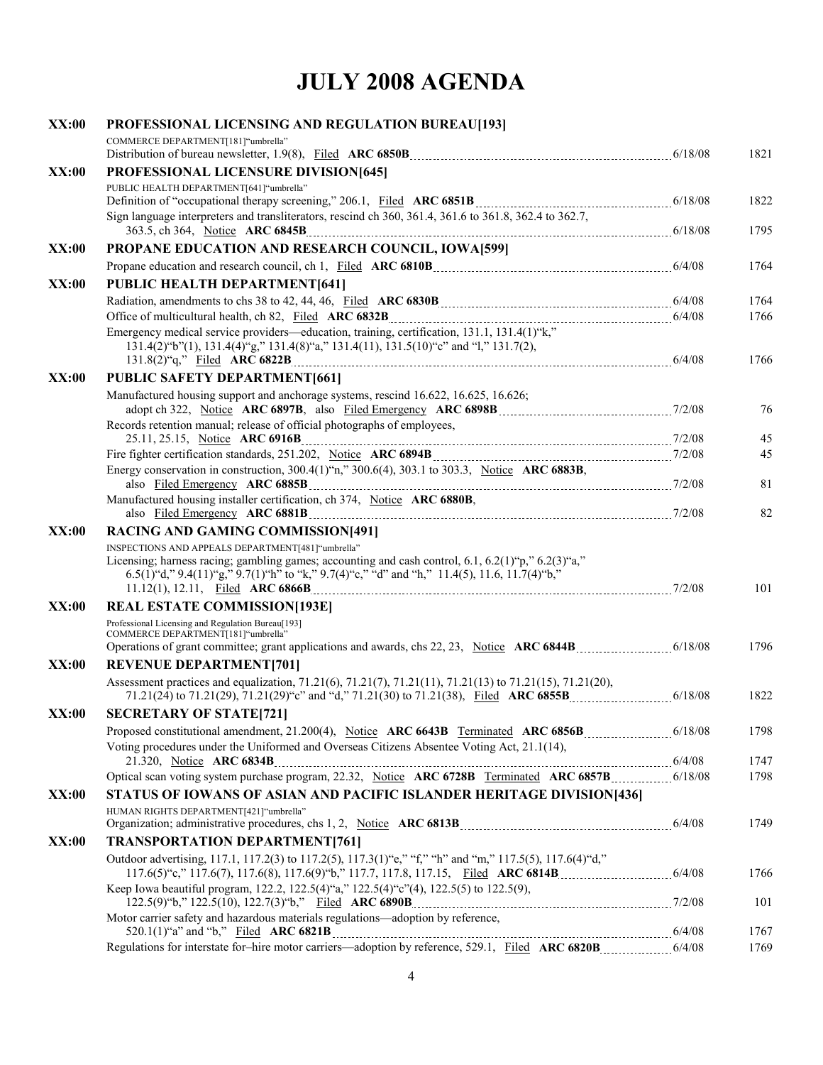# JULY 2008 AGENDA

**XX:00** **PROFESSIONAL LICENSING AND REGULATION BUREAU[193]**

COMMERCE DEPARTMENT[181]"umbrella"

Distribution of bureau newsletter, 1.9(8), Filed **ARC 6850B** ........ 6/18/08 ........ 1821

**XX:00** **PROFESSIONAL LICENSURE DIVISION[645]**

PUBLIC HEALTH DEPARTMENT[641]"umbrella"

Definition of "occupational therapy screening," 206.1, Filed **ARC 6851B** ........ 6/18/08 ........ 1822

Sign language interpreters and transliterators, rescind ch 360, 361.4, 361.6 to 361.8, 362.4 to 362.7, 363.5, ch 364, Notice **ARC 6845B** ........ 6/18/08 ........ 1795

**XX:00** **PROPANE EDUCATION AND RESEARCH COUNCIL, IOWA[599]**

Propane education and research council, ch 1, Filed **ARC 6810B** ........ 6/4/08 ........ 1764

**XX:00** **PUBLIC HEALTH DEPARTMENT[641]**

Radiation, amendments to chs 38 to 42, 44, 46, Filed **ARC 6830B** ........ 6/4/08 ........ 1764

Office of multicultural health, ch 82, Filed **ARC 6832B** ........ 6/4/08 ........ 1766

Emergency medical service providers—education, training, certification, 131.1, 131.4(1)"k," 131.4(2)"b"(1), 131.4(4)"g," 131.4(8)"a," 131.4(11), 131.5(10)"c" and "l," 131.7(2), 131.8(2)"q," Filed **ARC 6822B** ........ 6/4/08 ........ 1766

**XX:00** **PUBLIC SAFETY DEPARTMENT[661]**

Manufactured housing support and anchorage systems, rescind 16.622, 16.625, 16.626; adopt ch 322, Notice **ARC 6897B**, also Filed Emergency **ARC 6898B** ........ 7/2/08 ........ 76

Records retention manual; release of official photographs of employees, 25.11, 25.15, Notice **ARC 6916B** ........ 7/2/08 ........ 45

Fire fighter certification standards, 251.202, Notice **ARC 6894B** ........ 7/2/08 ........ 45

Energy conservation in construction, 300.4(1)"n," 300.6(4), 303.1 to 303.3, Notice **ARC 6883B**, also Filed Emergency **ARC 6885B** ........ 7/2/08 ........ 81

Manufactured housing installer certification, ch 374, Notice **ARC 6880B**, also Filed Emergency **ARC 6881B** ........ 7/2/08 ........ 82

**XX:00** **RACING AND GAMING COMMISSION[491]**

INSPECTIONS AND APPEALS DEPARTMENT[481]"umbrella"

Licensing; harness racing; gambling games; accounting and cash control, 6.1, 6.2(1)"p," 6.2(3)"a," 6.5(1)"d," 9.4(11)"g," 9.7(1)"h" to "k," 9.7(4)"c," "d" and "h," 11.4(5), 11.6, 11.7(4)"b," 11.12(1), 12.11, Filed **ARC 6866B** ........ 7/2/08 ........ 101

**XX:00** **REAL ESTATE COMMISSION[193E]**

Professional Licensing and Regulation Bureau[193]
COMMERCE DEPARTMENT[181]"umbrella"

Operations of grant committee; grant applications and awards, chs 22, 23, Notice **ARC 6844B** ........ 6/18/08 ........ 1796

**XX:00** **REVENUE DEPARTMENT[701]**

Assessment practices and equalization, 71.21(6), 71.21(7), 71.21(11), 71.21(13) to 71.21(15), 71.21(20), 71.21(24) to 71.21(29), 71.21(29)"c" and "d," 71.21(30) to 71.21(38), Filed **ARC 6855B** ........ 6/18/08 ........ 1822

**XX:00** **SECRETARY OF STATE[721]**

Proposed constitutional amendment, 21.200(4), Notice **ARC 6643B** Terminated **ARC 6856B** ........ 6/18/08 ........ 1798

Voting procedures under the Uniformed and Overseas Citizens Absentee Voting Act, 21.1(14), 21.320, Notice **ARC 6834B** ........ 6/4/08 ........ 1747

Optical scan voting system purchase program, 22.32, Notice **ARC 6728B** Terminated **ARC 6857B** ........ 6/18/08 ........ 1798

**XX:00** **STATUS OF IOWANS OF ASIAN AND PACIFIC ISLANDER HERITAGE DIVISION[436]**

HUMAN RIGHTS DEPARTMENT[421]"umbrella"

Organization; administrative procedures, chs 1, 2, Notice **ARC 6813B** ........ 6/4/08 ........ 1749

**XX:00** **TRANSPORTATION DEPARTMENT[761]**

Outdoor advertising, 117.1, 117.2(3) to 117.2(5), 117.3(1)"e," "f," "h" and "m," 117.5(5), 117.6(4)"d," 117.6(5)"c," 117.6(7), 117.6(8), 117.6(9)"b," 117.7, 117.8, 117.15, Filed **ARC 6814B** ........ 6/4/08 ........ 1766

Keep Iowa beautiful program, 122.2, 122.5(4)"a," 122.5(4)"c"(4), 122.5(5) to 122.5(9), 122.5(9)"b," 122.5(10), 122.7(3)"b," Filed **ARC 6890B** ........ 7/2/08 ........ 101

Motor carrier safety and hazardous materials regulations—adoption by reference, 520.1(1)"a" and "b," Filed **ARC 6821B** ........ 6/4/08 ........ 1767

Regulations for interstate for–hire motor carriers—adoption by reference, 529.1, Filed **ARC 6820B** ........ 6/4/08 ........ 1769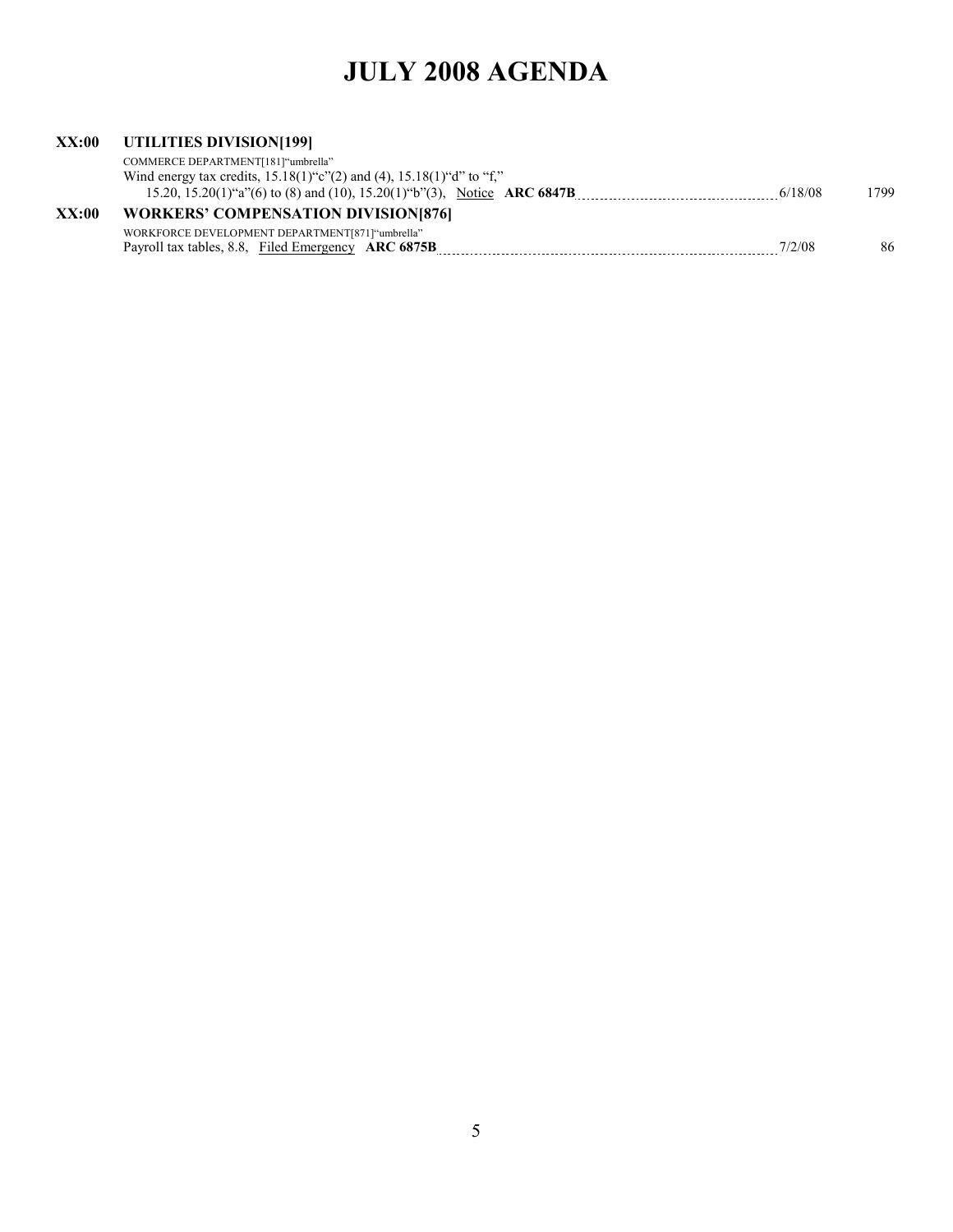# JULY 2008 AGENDA

**XX:00 UTILITIES DIVISION[199]**

COMMERCE DEPARTMENT[181]"umbrella"

Wind energy tax credits, 15.18(1)"c"(2) and (4), 15.18(1)"d" to "f," 15.20, 15.20(1)"a"(6) to (8) and (10), 15.20(1)"b"(3), Notice **ARC 6847B** ........ 6/18/08 1799

**XX:00 WORKERS' COMPENSATION DIVISION[876]**

WORKFORCE DEVELOPMENT DEPARTMENT[871]"umbrella"

Payroll tax tables, 8.8, Filed Emergency **ARC 6875B** ........ 7/2/08 86